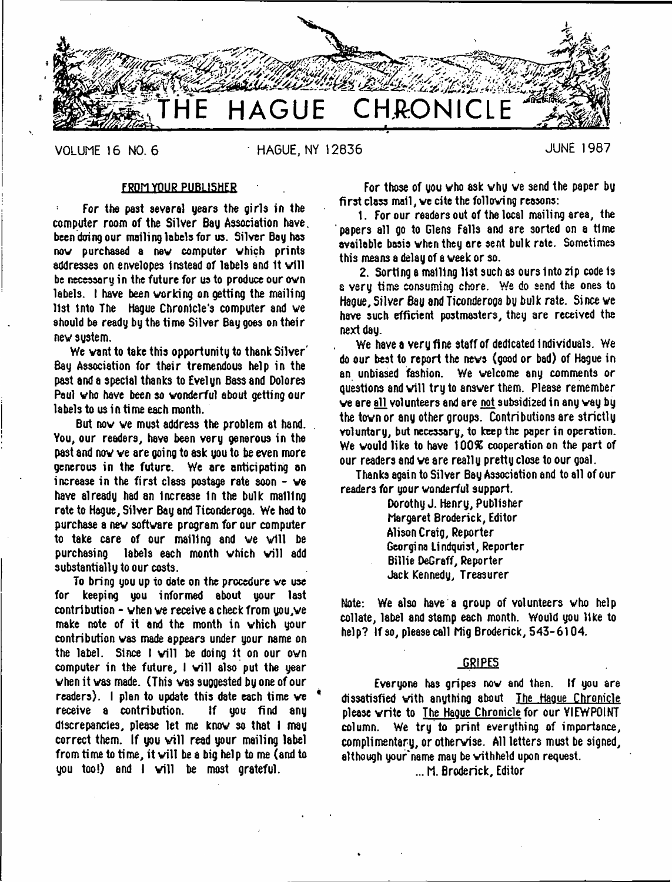# THE HAGUE CHRONICLE

VOLUME 16 NO. 6 HAGUE, NY 12836 JUNE 1987

## FROM YOUR PUBLISHER

For the past several years the girls in the computer room of the Silver Bay Association have been doing our mailing labels for us. Silver Bay has now purchased a new computer which prints addresses on envelopes instead of labels and it will be necessary in the future for us to produce our own labels. I have been working on getting the mailing list into The Hague Chronicle's computer and we should be ready by the time Silver Bay goes on their new system.

We want to take this opportunity to thank Silver Bay Association for their tremendous help in the past and a special thanks to Evelyn Bass and Dolores Paul who have been so wonderful about getting our labels to us in time each month.

But now we must address the problem at hand. You, our readers, have been very generous in the past and now we are going to ask you to be even more generous in the future. We are anticipating an increase in the first class postage rate soon - we have already had an increase in the bulk mailing rate to Hague, Silver Bay and Ticonderoga. We had to purchase a new software program for our computer to take care of our mailing and we will be purchasing labels each month which will add substantially to our costs.

To bring you up to date on the procedure we use for keeping you informed about your last contribution - when we receive a check from you, we make note of it and the month in which your contribution was made appears under your name on the label. Since I will be doing it on our own computer in the future, I will also put the year when it was made. (This was suggested by one of our readers). I plan to update this date each time we receive a contribution. If you find any discrepancies, please let me know so that I may correct them. If you will read your mailing label from time to time, it will be a big help to me (and to you too!) and I will be most grateful.

For those of you who ask why we send the paper by first class mail, we cite the following reasons:

1. For our readers out of the local mailing area, the papers all go to Glens Falls and are sorted on a time available basis when they are sent bulk rate. Sometimes this means a delay of a week or so.

2. Sorting a mailing list such as ours into zip code is a very time consuming chore. We do send the ones to Hague, Silver Bay and Ticonderoga by bulk rate. Since we have such efficient postmasters, they are received the next day.

We have a very fine staff of dedicated individuals. We do our best to report the news (good or bad) of Hague in an unbiased fashion. We welcome any comments or questions and will try to answer them. Please remember we are all volunteers and are not subsidized in any way by the town or any other groups. Contributions are strictly voluntary, but necessary, to keep the paper in operation. We would like to have 100% cooperation on the part of our readers and we are really pretty close to our goal.

Thanks again to Silver Bay Association and to all of our readers for your wonderful support.

Dorothy J. Henry, Publisher
Margaret Broderick, Editor
Alison Craig, Reporter
Georgina Lindquist, Reporter
Billie DeGraff, Reporter
Jack Kennedy, Treasurer

Note: We also have a group of volunteers who help collate, label and stamp each month. Would you like to help? If so, please call Mig Broderick, 543-6104.

## GRIPES

Everyone has gripes now and then. If you are dissatisfied with anything about The Hague Chronicle please write to The Hague Chronicle for our VIEWPOINT column. We try to print everything of importance, complimentary, or otherwise. All letters must be signed, although your name may be withheld upon request.

... M. Broderick, Editor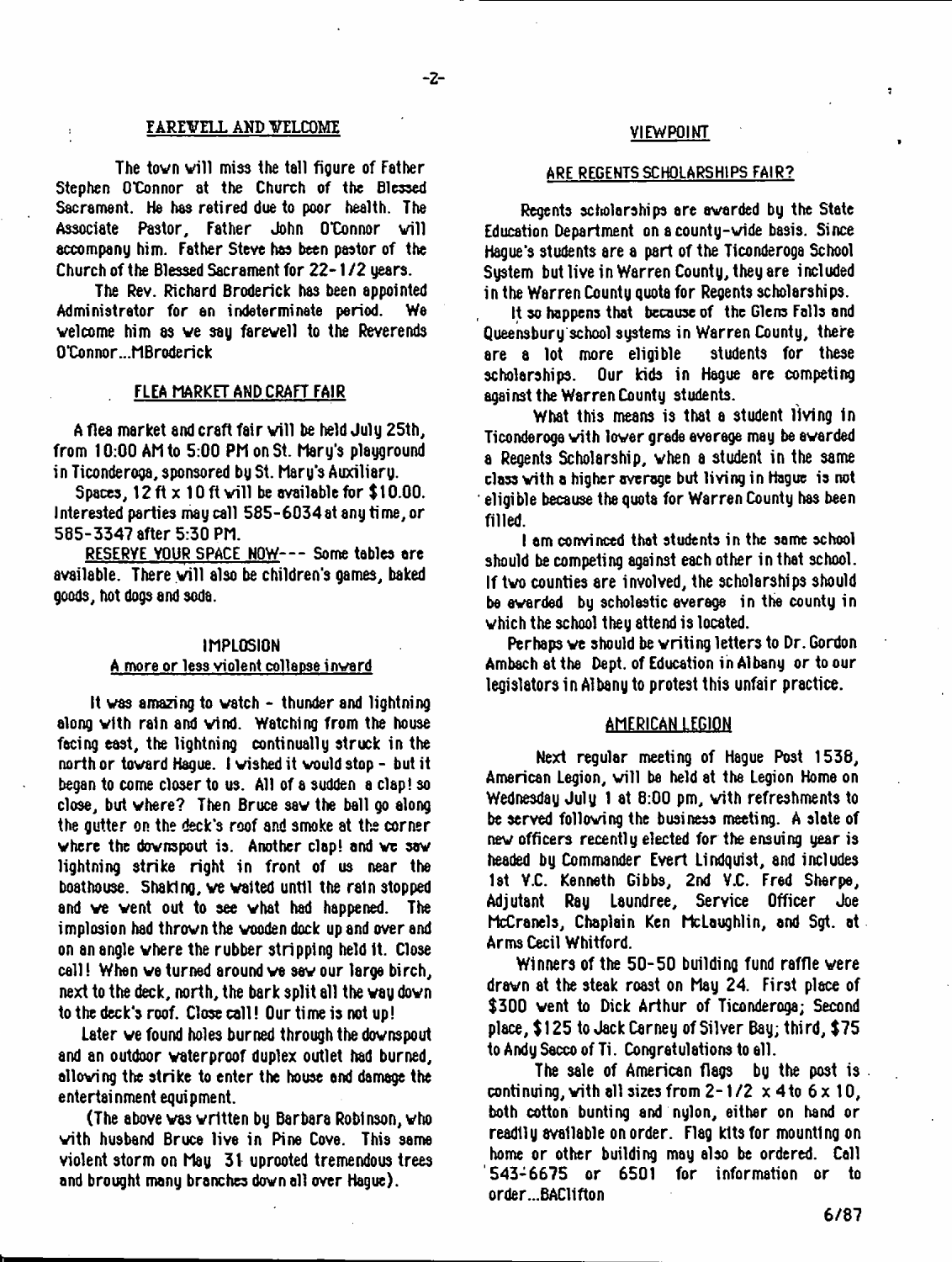## FAREWELL AND WELCOME

The town will miss the tall figure of Father Stephen O'Connor at the Church of the Blessed Sacrament. He has retired due to poor health. The Associate Pastor, Father John O'Connor will accompany him. Father Steve has been pastor of the Church of the Blessed Sacrament for 22-1/2 years.

The Rev. Richard Broderick has been appointed Administrator for an indeterminate period. We welcome him as we say farewell to the Reverends O'Connor...MBroderick

## FLEA MARKET AND CRAFT FAIR

A flea market and craft fair will be held July 25th, from 10:00 AM to 5:00 PM on St. Mary's playground in Ticonderoga, sponsored by St. Mary's Auxiliary.

Spaces, 12 ft x 10 ft will be available for $10.00. Interested parties may call 585-6034 at any time, or 585-3347 after 5:30 PM.

RESERVE YOUR SPACE NOW--- Some tables are available. There will also be children's games, baked goods, hot dogs and soda.

## IMPLOSION

### A more or less violent collapse inward

It was amazing to watch - thunder and lightning along with rain and wind. Watching from the house facing east, the lightning continually struck in the north or toward Hague. I wished it would stop - but it began to come closer to us. All of a sudden a clap! so close, but where? Then Bruce saw the ball go along the gutter on the deck's roof and smoke at the corner where the downspout is. Another clap! and we saw lightning strike right in front of us near the boathouse. Shaking, we waited until the rain stopped and we went out to see what had happened. The implosion had thrown the wooden dock up and over and on an angle where the rubber stripping held it. Close call! When we turned around we saw our large birch, next to the deck, north, the bark split all the way down to the deck's roof. Close call! Our time is not up!

Later we found holes burned through the downspout and an outdoor waterproof duplex outlet had burned, allowing the strike to enter the house and damage the entertainment equipment.

(The above was written by Barbara Robinson, who with husband Bruce live in Pine Cove. This same violent storm on May 31 uprooted tremendous trees and brought many branches down all over Hague).

## VIEWPOINT

### ARE REGENTS SCHOLARSHIPS FAIR?

Regents scholarships are awarded by the State Education Department on a county-wide basis. Since Hague's students are a part of the Ticonderoga School System but live in Warren County, they are included in the Warren County quota for Regents scholarships.

It so happens that because of the Glens Falls and Queensbury school systems in Warren County, there are a lot more eligible students for these scholarships. Our kids in Hague are competing against the Warren County students.

What this means is that a student living in Ticonderoga with lower grade average may be awarded a Regents Scholarship, when a student in the same class with a higher average but living in Hague is not eligible because the quota for Warren County has been filled.

I am convinced that students in the same school should be competing against each other in that school. If two counties are involved, the scholarships should be awarded by scholastic average in the county in which the school they attend is located.

Perhaps we should be writing letters to Dr. Gordon Ambach at the Dept. of Education in Albany or to our legislators in Albany to protest this unfair practice.

## AMERICAN LEGION

Next regular meeting of Hague Post 1538, American Legion, will be held at the Legion Home on Wednesday July 1 at 8:00 pm, with refreshments to be served following the business meeting. A slate of new officers recently elected for the ensuing year is headed by Commander Evert Lindquist, and includes 1st V.C. Kenneth Gibbs, 2nd V.C. Fred Sharpe, Adjutant Ray Laundree, Service Officer Joe McCranels, Chaplain Ken McLaughlin, and Sgt. at Arms Cecil Whitford.

Winners of the 50-50 building fund raffle were drawn at the steak roast on May 24. First place of $300 went to Dick Arthur of Ticonderoga; Second place, $125 to Jack Carney of Silver Bay; third, $75 to Andy Sacco of Ti. Congratulations to all.

The sale of American flags by the post is continuing, with all sizes from 2-1/2 x 4 to 6 x 10, both cotton bunting and nylon, either on hand or readily available on order. Flag kits for mounting on home or other building may also be ordered. Call 543-6675 or 6501 for information or to order...BAClifton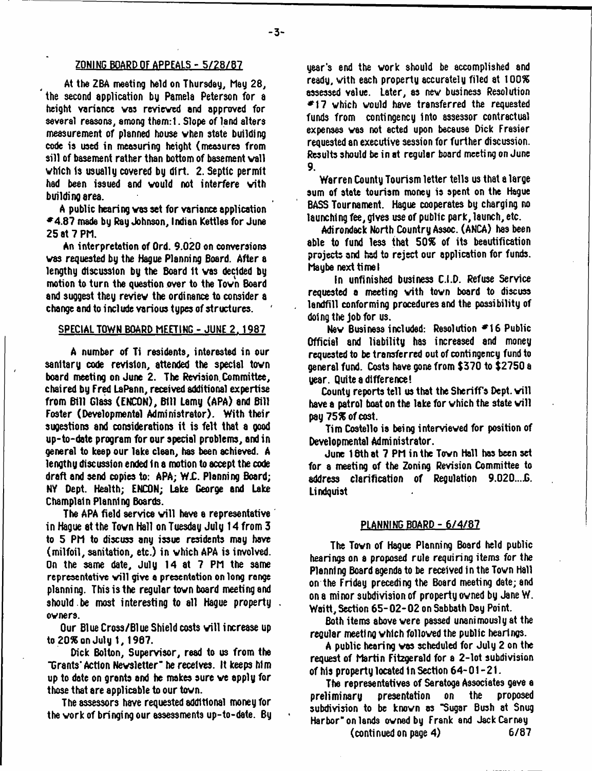## ZONING BOARD OF APPEALS - 5/28/87

At the ZBA meeting held on Thursday, May 28, the second application by Pamela Peterson for a height variance was reviewed and approved for several reasons, among them: 1. Slope of land alters measurement of planned house when state building code is used in measuring height (measures from sill of basement rather than bottom of basement wall which is usually covered by dirt. 2. Septic permit had been issued and would not interfere with building area.

A public hearing was set for variance application #4.87 made by Ray Johnson, Indian Kettles for June 25 at 7 PM.

An interpretation of Ord. 9.020 on conversions was requested by the Hague Planning Board. After a lengthy discussion by the Board it was decided by motion to turn the question over to the Town Board and suggest they review the ordinance to consider a change and to include various types of structures.

## SPECIAL TOWN BOARD MEETING - JUNE 2, 1987

A number of Ti residents, interested in our sanitary code revision, attended the special town board meeting on June 2. The Revision Committee, chaired by Fred LaPann, received additional expertise from Bill Glass (ENCON), Bill Lamy (APA) and Bill Foster (Developmental Administrator). With their sugestions and considerations it is felt that a good up-to-date program for our special problems, and in general to keep our lake clean, has been achieved. A lengthy discussion ended in a motion to accept the code draft and send copies to: APA; W.C. Planning Board; NY Dept. Health; ENCON; Lake George and Lake Champlain Planning Boards.

The APA field service will have a representative in Hague at the Town Hall on Tuesday July 14 from 3 to 5 PM to discuss any issue residents may have (milfoil, sanitation, etc.) in which APA is involved. On the same date, July 14 at 7 PM the same representative will give a presentation on long range planning. This is the regular town board meeting and should be most interesting to all Hague property owners.

Our Blue Cross/Blue Shield costs will increase up to 20% on July 1, 1987.

Dick Bolton, Supervisor, read to us from the "Grants' Action Newsletter" he receives. It keeps him up to date on grants and he makes sure we apply for those that are applicable to our town.

The assessors have requested additional money for the work of bringing our assessments up-to-date. By year's end the work should be accomplished and ready, with each property accurately filed at 100% assessed value. Later, as new business Resolution #17 which would have transferred the requested funds from contingency into assessor contractual expenses was not acted upon because Dick Frasier requested an executive session for further discussion. Results should be in at regular board meeting on June 9.

Warren County Tourism letter tells us that a large sum of state tourism money is spent on the Hague BASS Tournament. Hague cooperates by charging no launching fee, gives use of public park, launch, etc.

Adirondack North Country Assoc. (ANCA) has been able to fund less that 50% of its beautification projects and had to reject our application for funds. Maybe next time!

In unfinished business C.I.D. Refuse Service requested a meeting with town board to discuss landfill conforming procedures and the possibility of doing the job for us.

New Business included: Resolution #16 Public Official and liability has increased and money requested to be transferred out of contingency fund to general fund. Costs have gone from $370 to $2750 a year. Quite a difference!

County reports tell us that the Sheriff's Dept. will have a patrol boat on the lake for which the state will pay 75% of cost.

Tim Costello is being interviewed for position of Developmental Administrator.

June 18th at 7 PM in the Town Hall has been set for a meeting of the Zoning Revision Committee to address clarification of Regulation 9.020...G. Lindquist

## PLANNING BOARD - 6/4/87

The Town of Hague Planning Board held public hearings on a proposed rule requiring items for the Planning Board agenda to be received in the Town Hall on the Friday preceding the Board meeting date; and on a minor subdivision of property owned by Jane W. Waitt, Section 65-02-02 on Sabbath Day Point.

Both items above were passed unanimously at the regular meeting which followed the public hearings.

A public hearing was scheduled for July 2 on the request of Martin Fitzgerald for a 2-lot subdivision of his property located in Section 64-01-21.

The representatives of Saratoga Associates gave a preliminary presentation on the proposed subdivision to be known as "Sugar Bush at Snug Harbor" on lands owned by Frank and Jack Carney

(continued on page 4)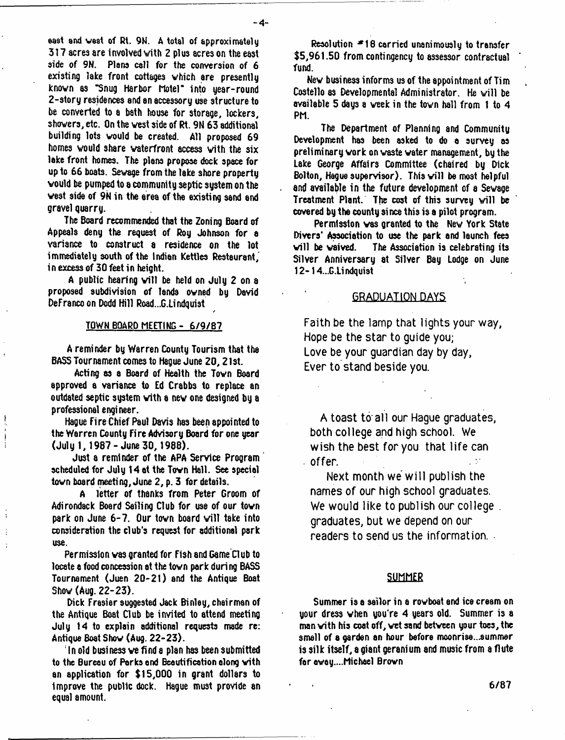east and west of Rt. 9N. A total of approximately 317 acres are involved with 2 plus acres on the east side of 9N. Plans call for the conversion of 6 existing lake front cottages which are presently known as "Snug Harbor Motel" into year-round 2-story residences and an accessory use structure to be converted to a bath house for storage, lockers, showers, etc. On the west side of Rt. 9N 63 additional building lots would be created. All proposed 69 homes would share waterfront access with the six lake front homes. The plans propose dock space for up to 66 boats. Sewage from the lake shore property would be pumped to a community septic system on the west side of 9N in the area of the existing sand and gravel quarry.

The Board recommended that the Zoning Board of Appeals deny the request of Roy Johnson for a variance to construct a residence on the lot immediately south of the Indian Kettles Restaurant, in excess of 30 feet in height.

A public hearing will be held on July 2 on a proposed subdivision of lands owned by David DeFranco on Dodd Hill Road...G.Lindquist

## TOWN BOARD MEETING - 6/9/87

A reminder by Warren County Tourism that the BASS Tournament comes to Hague June 20, 21st.

Acting as a Board of Health the Town Board approved a variance to Ed Crabbs to replace an outdated septic system with a new one designed by a professional engineer.

Hague Fire Chief Paul Davis has been appointed to the Warren County Fire Advisory Board for one year (July 1, 1987 - June 30, 1988).

Just a reminder of the APA Service Program scheduled for July 14 at the Town Hall. See special town board meeting, June 2, p. 3 for details.

A letter of thanks from Peter Groom of Adirondack Board Sailing Club for use of our town park on June 6-7. Our town board will take into consideration the club's request for additional park use.

Permission was granted for Fish and Game Club to locate a food concession at the town park during BASS Tournament (Juen 20-21) and the Antique Boat Show (Aug. 22-23).

Dick Frasier suggested Jack Binley, chairman of the Antique Boat Club be invited to attend meeting July 14 to explain additional requests made re: Antique Boat Show (Aug. 22-23).

In old business we find a plan has been submitted to the Bureau of Parks and Beautification along with an application for $15,000 in grant dollars to improve the public dock. Hague must provide an equal amount.

Resolution #18 carried unanimously to transfer $5,961.50 from contingency to assessor contractual fund.

New business informs us of the appointment of Tim Costello as Developmental Administrator. He will be available 5 days a week in the town hall from 1 to 4 PM.

The Department of Planning and Community Development has been asked to do a survey as preliminary work on waste water management, by the Lake George Affairs Committee (chaired by Dick Bolton, Hague supervisor). This will be most helpful and available in the future development of a Sewage Treatment Plant. The cost of this survey will be covered by the county since this is a pilot program.

Permission was granted to the New York State Divers' Association to use the park and launch fees will be waived. The Association is celebrating its Silver Anniversary at Silver Bay Lodge on June 12-14...G.Lindquist

## GRADUATION DAYS

Faith be the lamp that lights your way,
Hope be the star to guide you;
Love be your guardian day by day,
Ever to stand beside you.

A toast to all our Hague graduates, both college and high school. We wish the best for you that life can offer.

Next month we will publish the names of our high school graduates. We would like to publish our college graduates, but we depend on our readers to send us the information.

## SUMMER

Summer is a sailor in a rowboat and ice cream on your dress when you're 4 years old. Summer is a man with his coat off, wet sand between your toes, the smell of a garden an hour before moonrise...summer is silk itself, a giant geranium and music from a flute far away....Michael Brown

6/87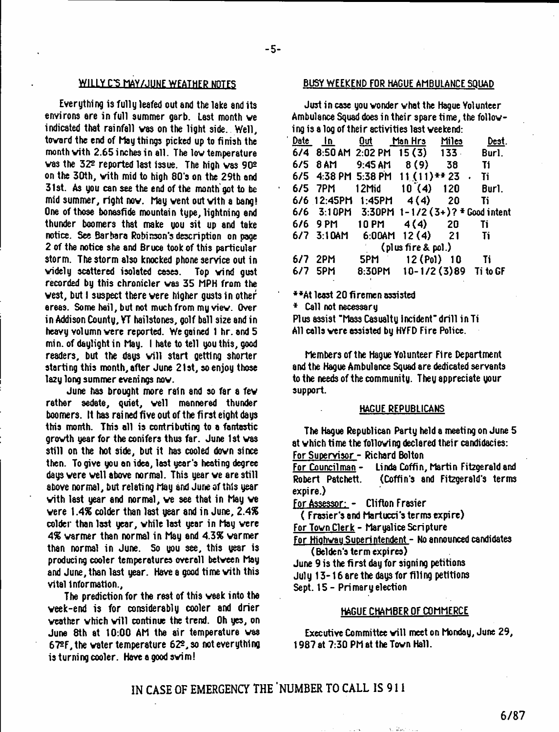## WILLY C'S MAY/JUNE WEATHER NOTES

Everything is fully leafed out and the lake and its environs are in full summer garb. Last month we indicated that rainfall was on the light side. Well, toward the end of May things picked up to finish the month with 2.65 inches in all. The low temperature was the 32º reported last issue. The high was 90º on the 30th, with mid to high 80's on the 29th and 31st. As you can see the end of the month got to be mid summer, right now. May went out with a bang! One of those bonafide mountain type, lightning and thunder boomers that make you sit up and take notice. See Barbara Robinson's description on page 2 of the notice she and Bruce took of this particular storm. The storm also knocked phone service out in widely scattered isolated cases. Top wind gust recorded by this chronicler was 35 MPH from the west, but I suspect there were higher gusts in other areas. Some hail, but not much from my view. Over in Addison County, VT hailstones, golf ball size and in heavy volumn were reported. We gained 1 hr. and 5 min. of daylight in May. I hate to tell you this, good readers, but the days will start getting shorter starting this month, after June 21st, so enjoy those lazy long summer evenings now.

June has brought more rain and so far a few rather sedate, quiet, well mannered thunder boomers. It has rained five out of the first eight days this month. This all is contributing to a fantastic growth year for the conifers thus far. June 1st was still on the hot side, but it has cooled down since then. To give you an idea, last year's heating degree days were well above normal. This year we are still above normal, but relating May and June of this year with last year and normal, we see that in May we were 1.4% colder than last year and in June, 2.4% colder than last year, while last year in May were 4% warmer than normal in May and 4.3% warmer than normal in June. So you see, this year is producing cooler temperatures overall between May and June, than last year. Have a good time with this vital information.,

The prediction for the rest of this week into the week-end is for considerably cooler and drier weather which will continue the trend. Oh yes, on June 8th at 10:00 AM the air temperature was 67ºF, the water temperature 62º, so not everything is turning cooler. Have a good swim!

## BUSY WEEKEND FOR HAGUE AMBULANCE SQUAD

Just in case you wonder what the Hague Volunteer Ambulance Squad does in their spare time, the following is a log of their activities last weekend:

| Date | In | Out | Man Hrs | Miles | Dest. |
|---|---|---|---|---|---|
| 6/4 | 8:50 AM | 2:02 PM | 15 (3) | 133 | Burl. |
| 6/5 | 8 AM | 9:45 AM | 8 (9) | 38 | Ti |
| 6/5 | 4:38 PM | 5:38 PM | 11 (11)** | 23 | Ti |
| 6/5 | 7PM | 12Mid | 10 (4) | 120 | Burl. |
| 6/6 | 12:45PM | 1:45PM | 4 (4) | 20 | Ti |
| 6/6 | 3:10PM | 3:30PM | 1-1/2 (3+)? * | | Good intent |
| 6/6 | 9 PM | 10 PM | 4 (4) | 20 | Ti |
| 6/7 | 3:10AM | 6:00AM | 12 (4) | 21 | Ti |
| | | | (plus fire & pol.) | | |
| 6/7 | 2PM | 5PM | 12 (Pol) | 10 | Ti |
| 6/7 | 5PM | 8:30PM | 10-1/2 (3) | 89 | Ti to GF |

**At least 20 firemen assisted

\* Call not necessary

Plus assist "Mass Casualty Incident" drill in Ti

All calls were assisted by HVFD Fire Police.

Members of the Hague Volunteer Fire Department and the Hague Ambulance Squad are dedicated servants to the needs of the community. They appreciate your support.

## HAGUE REPUBLICANS

The Hague Republican Party held a meeting on June 5 at which time the following declared their candidacies:

For Supervisor - Richard Bolton

For Councilman - Linda Coffin, Martin Fitzgerald and Robert Patchett. (Coffin's and Fitzgerald's terms expire.)

For Assessor: - Clifton Frasier
(Frasier's and Martucci's terms expire)

For Town Clerk - Maryalice Scripture

For Highway Superintendent - No announced candidates
(Belden's term expires)

June 9 is the first day for signing petitions

July 13-16 are the days for filing petitions

Sept. 15 - Primary election

## HAGUE CHAMBER OF COMMERCE

Executive Committee will meet on Monday, June 29, 1987 at 7:30 PM at the Town Hall.

IN CASE OF EMERGENCY THE NUMBER TO CALL IS 911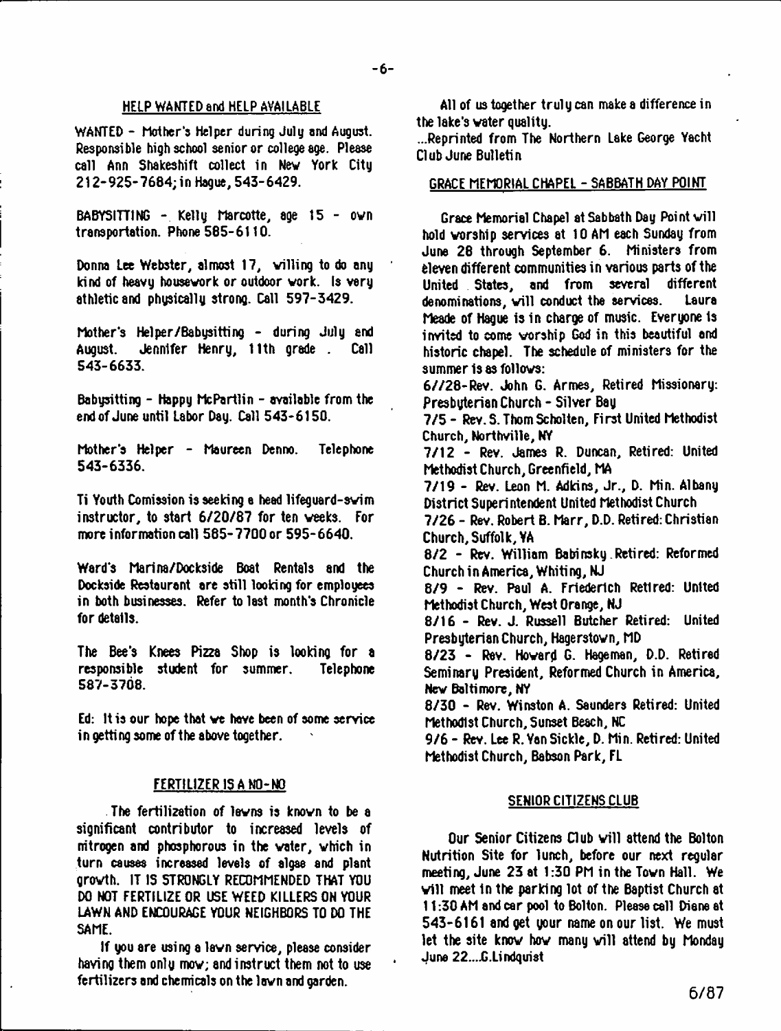## HELP WANTED and HELP AVAILABLE

WANTED - Mother's Helper during July and August. Responsible high school senior or college age. Please call Ann Shakeshift collect in New York City 212-925-7684; in Hague, 543-6429.

BABYSITTING - Kelly Marcotte, age 15 - own transportation. Phone 585-6110.

Donna Lee Webster, almost 17, willing to do any kind of heavy housework or outdoor work. Is very athletic and physically strong. Call 597-3429.

Mother's Helper/Babysitting - during July and August. Jennifer Henry, 11th grade. Call 543-6633.

Babysitting - Happy McPartlin - available from the end of June until Labor Day. Call 543-6150.

Mother's Helper - Maureen Denno. Telephone 543-6336.

Ti Youth Comission is seeking a head lifeguard-swim instructor, to start 6/20/87 for ten weeks. For more information call 585-7700 or 595-6640.

Ward's Marina/Dockside Boat Rentals and the Dockside Restaurant are still looking for employees in both businesses. Refer to last month's Chronicle for details.

The Bee's Knees Pizza Shop is looking for a responsible student for summer. Telephone 587-3708.

Ed: It is our hope that we have been of some service in getting some of the above together.

## FERTILIZER IS A NO-NO

The fertilization of lawns is known to be a significant contributor to increased levels of nitrogen and phosphorous in the water, which in turn causes increased levels of algae and plant growth. IT IS STRONGLY RECOMMENDED THAT YOU DO NOT FERTILIZE OR USE WEED KILLERS ON YOUR LAWN AND ENCOURAGE YOUR NEIGHBORS TO DO THE SAME.

If you are using a lawn service, please consider having them only mow; and instruct them not to use fertilizers and chemicals on the lawn and garden.

All of us together truly can make a difference in the lake's water quality.

...Reprinted from The Northern Lake George Yacht Club June Bulletin

## GRACE MEMORIAL CHAPEL - SABBATH DAY POINT

Grace Memorial Chapel at Sabbath Day Point will hold worship services at 10 AM each Sunday from June 28 through September 6. Ministers from eleven different communities in various parts of the United States, and from several different denominations, will conduct the services. Laura Meade of Hague is in charge of music. Everyone is invited to come worship God in this beautiful and historic chapel. The schedule of ministers for the summer is as follows:

6//28 - Rev. John G. Armes, Retired Missionary: Presbyterian Church - Silver Bay

7/5 - Rev. S. Thom Scholten, First United Methodist Church, Northville, NY

7/12 - Rev. James R. Duncan, Retired: United Methodist Church, Greenfield, MA

7/19 - Rev. Leon M. Adkins, Jr., D. Min. Albany District Superintendent United Methodist Church

7/26 - Rev. Robert B. Marr, D.D. Retired: Christian Church, Suffolk, VA

8/2 - Rev. William Babinsky. Retired: Reformed Church in America, Whiting, NJ

8/9 - Rev. Paul A. Friederich Retired: United Methodist Church, West Orange, NJ

8/16 - Rev. J. Russell Butcher Retired: United Presbyterian Church, Hagerstown, MD

8/23 - Rev. Howard G. Hageman, D.D. Retired Seminary President, Reformed Church in America, New Baltimore, NY

8/30 - Rev. Winston A. Saunders Retired: United Methodist Church, Sunset Beach, NC

9/6 - Rev. Lee R. Van Sickle, D. Min. Retired: United Methodist Church, Babson Park, FL

## SENIOR CITIZENS CLUB

Our Senior Citizens Club will attend the Bolton Nutrition Site for lunch, before our next regular meeting, June 23 at 1:30 PM in the Town Hall. We will meet in the parking lot of the Baptist Church at 11:30 AM and car pool to Bolton. Please call Diane at 543-6161 and get your name on our list. We must let the site know how many will attend by Monday June 22....G.Lindquist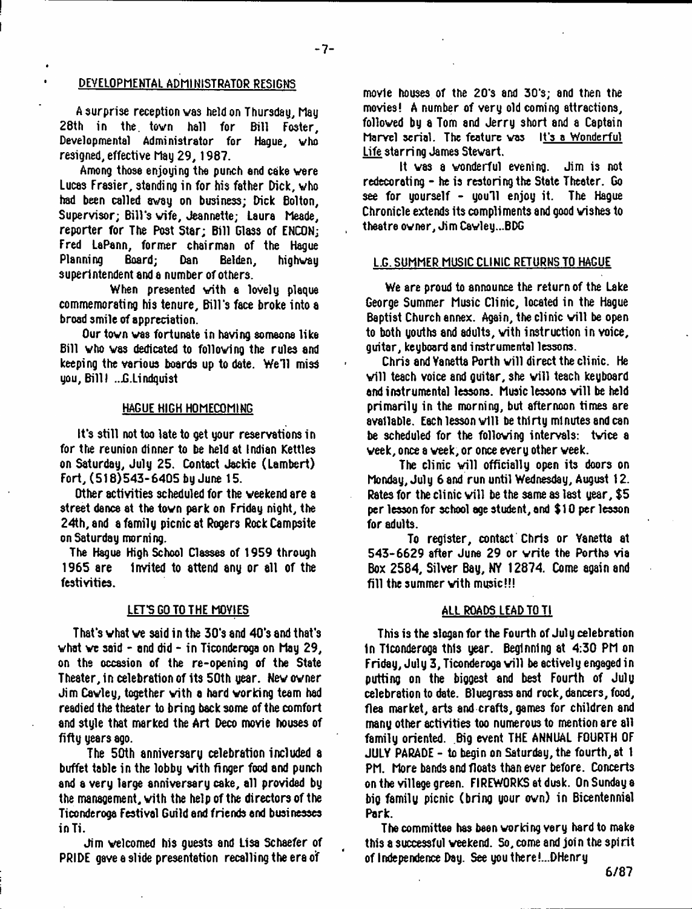## DEVELOPMENTAL ADMINISTRATOR RESIGNS

A surprise reception was held on Thursday, May 28th in the town hall for Bill Foster, Developmental Administrator for Hague, who resigned, effective May 29, 1987.

Among those enjoying the punch and cake were Lucas Frasier, standing in for his father Dick, who had been called away on business; Dick Bolton, Supervisor; Bill's wife, Jeannette; Laura Meade, reporter for The Post Star; Bill Glass of ENCON; Fred LaPann, former chairman of the Hague Planning Board; Dan Belden, highway superintendent and a number of others.

When presented with a lovely plaque commemorating his tenure, Bill's face broke into a broad smile of appreciation.

Our town was fortunate in having someone like Bill who was dedicated to following the rules and keeping the various boards up to date. We'll miss you, Bill! ...G.Lindquist

## HAGUE HIGH HOMECOMING

It's still not too late to get your reservations in for the reunion dinner to be held at Indian Kettles on Saturday, July 25. Contact Jackie (Lambert) Fort, (518)543-6405 by June 15.

Other activities scheduled for the weekend are a street dance at the town park on Friday night, the 24th, and a family picnic at Rogers Rock Campsite on Saturday morning.

The Hague High School Classes of 1959 through 1965 are invited to attend any or all of the festivities.

## LET'S GO TO THE MOVIES

That's what we said in the 30's and 40's and that's what we said - and did - in Ticonderoga on May 29, on the occasion of the re-opening of the State Theater, in celebration of its 50th year. New owner Jim Cawley, together with a hard working team had readied the theater to bring back some of the comfort and style that marked the Art Deco movie houses of fifty years ago.

The 50th anniversary celebration included a buffet table in the lobby with finger food and punch and a very large anniversary cake, all provided by the management, with the help of the directors of the Ticonderoga Festival Guild and friends and businesses in Ti.

Jim welcomed his guests and Lisa Schaefer of PRIDE gave a slide presentation recalling the era of movie houses of the 20's and 30's; and then the movies! A number of very old coming attractions, followed by a Tom and Jerry short and a Captain Marvel serial. The feature was _It's a Wonderful Life_ starring James Stewart.

It was a wonderful evening. Jim is not redecorating - he is restoring the State Theater. Go see for yourself - you'll enjoy it. The Hague Chronicle extends its compliments and good wishes to theatre owner, Jim Cawley...BDG

## L.G. SUMMER MUSIC CLINIC RETURNS TO HAGUE

We are proud to announce the return of the Lake George Summer Music Clinic, located in the Hague Baptist Church annex. Again, the clinic will be open to both youths and adults, with instruction in voice, guitar, keyboard and instrumental lessons.

Chris and Yanetta Porth will direct the clinic. He will teach voice and guitar, she will teach keyboard and instrumental lessons. Music lessons will be held primarily in the morning, but afternoon times are available. Each lesson will be thirty minutes and can be scheduled for the following intervals: twice a week, once a week, or once every other week.

The clinic will officially open its doors on Monday, July 6 and run until Wednesday, August 12. Rates for the clinic will be the same as last year, $5 per lesson for school age student, and $10 per lesson for adults.

To register, contact Chris or Yanetta at 543-6629 after June 29 or write the Porths via Box 2584, Silver Bay, NY 12874. Come again and fill the summer with music!!!

## ALL ROADS LEAD TO TI

This is the slogan for the Fourth of July celebration in Ticonderoga this year. Beginning at 4:30 PM on Friday, July 3, Ticonderoga will be actively engaged in putting on the biggest and best Fourth of July celebration to date. Bluegrass and rock, dancers, food, flea market, arts and crafts, games for children and many other activities too numerous to mention are all family oriented. Big event THE ANNUAL FOURTH OF JULY PARADE - to begin on Saturday, the fourth, at 1 PM. More bands and floats than ever before. Concerts on the village green. FIREWORKS at dusk. On Sunday a big family picnic (bring your own) in Bicentennial Park.

The committee has been working very hard to make this a successful weekend. So, come and join the spirit of Independence Day. See you there!...DHenry

6/87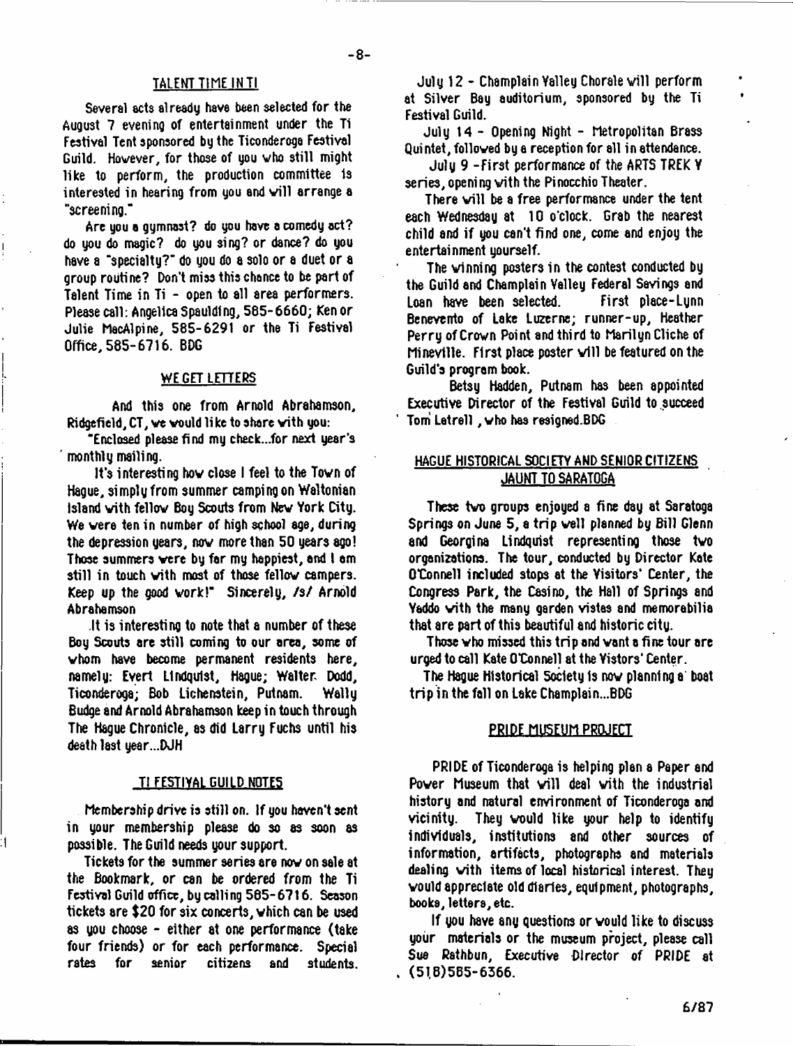## TALENT TIME IN TI

Several acts already have been selected for the August 7 evening of entertainment under the Ti Festival Tent sponsored by the Ticonderoga Festival Guild. However, for those of you who still might like to perform, the production committee is interested in hearing from you and will arrange a "screening."

Are you a gymnast? do you have a comedy act? do you do magic? do you sing? or dance? do you have a "specialty?" do you do a solo or a duet or a group routine? Don't miss this chance to be part of Talent Time in Ti - open to all area performers. Please call: Angelica Spaulding, 585-6660; Ken or Julie MacAlpine, 585-6291 or the Ti Festival Office, 585-6716. BDG

## WE GET LETTERS

And this one from Arnold Abrahamson, Ridgefield, CT, we would like to share with you:

"Enclosed please find my check...for next year's monthly mailing.

It's interesting how close I feel to the Town of Hague, simply from summer camping on Waltonian Island with fellow Boy Scouts from New York City. We were ten in number of high school age, during the depression years, now more than 50 years ago! Those summers were by far my happiest, and I am still in touch with most of those fellow campers. Keep up the good work!" Sincerely, /s/ Arnold Abrahamson

It is interesting to note that a number of these Boy Scouts are still coming to our area, some of whom have become permanent residents here, namely: Evert Lindquist, Hague; Walter Dodd, Ticonderoga; Bob Lichenstein, Putnam. Wally Budge and Arnold Abrahamson keep in touch through The Hague Chronicle, as did Larry Fuchs until his death last year...DJH

## TI FESTIVAL GUILD NOTES

Membership drive is still on. If you haven't sent in your membership please do so as soon as possible. The Guild needs your support.

Tickets for the summer series are now on sale at the Bookmark, or can be ordered from the Ti Festival Guild office, by calling 585-6716. Season tickets are $20 for six concerts, which can be used as you choose - either at one performance (take four friends) or for each performance. Special rates for senior citizens and students.

July 12 - Champlain Valley Chorale will perform at Silver Bay auditorium, sponsored by the Ti Festival Guild.

July 14 - Opening Night - Metropolitan Brass Quintet, followed by a reception for all in attendance.

July 9 - First performance of the ARTS TREK V series, opening with the Pinocchio Theater.

There will be a free performance under the tent each Wednesday at 10 o'clock. Grab the nearest child and if you can't find one, come and enjoy the entertainment yourself.

The winning posters in the contest conducted by the Guild and Champlain Valley Federal Savings and Loan have been selected. First place-Lynn Benevento of Lake Luzerne; runner-up, Heather Perry of Crown Point and third to Marilyn Cliche of Mineville. First place poster will be featured on the Guild's program book.

Betsy Hadden, Putnam has been appointed Executive Director of the Festival Guild to succeed Tom Latrell, who has resigned.BDG

## HAGUE HISTORICAL SOCIETY AND SENIOR CITIZENS JAUNT TO SARATOGA

These two groups enjoyed a fine day at Saratoga Springs on June 5, a trip well planned by Bill Glenn and Georgina Lindquist representing those two organizations. The tour, conducted by Director Kate O'Connell included stops at the Visitors' Center, the Congress Park, the Casino, the Hall of Springs and Yaddo with the many garden vistas and memorabilia that are part of this beautiful and historic city.

Those who missed this trip and want a fine tour are urged to call Kate O'Connell at the Vistors' Center.

The Hague Historical Society is now planning a boat trip in the fall on Lake Champlain...BDG

## PRIDE MUSEUM PROJECT

PRIDE of Ticonderoga is helping plan a Paper and Power Museum that will deal with the industrial history and natural environment of Ticonderoga and vicinity. They would like your help to identify individuals, institutions and other sources of information, artifacts, photographs and materials dealing with items of local historical interest. They would appreciate old diaries, equipment, photographs, books, letters, etc.

If you have any questions or would like to discuss your materials or the museum project, please call Sue Rathbun, Executive Director of PRIDE at (518)585-6366.

6/87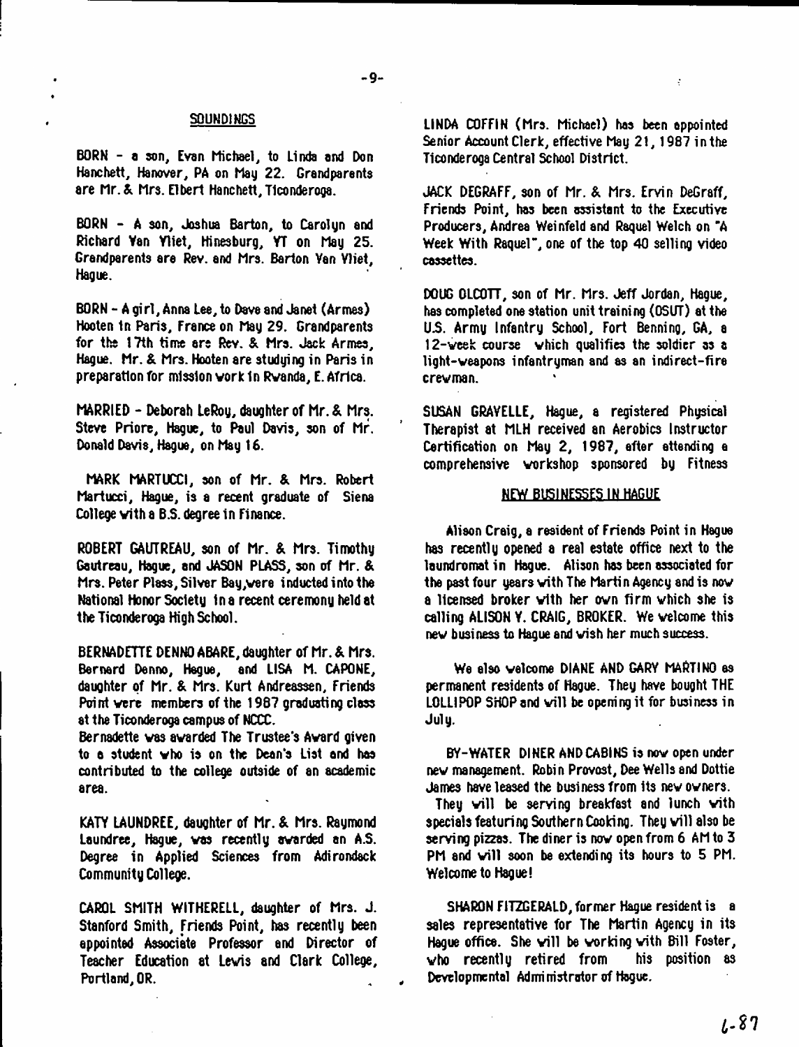## SOUNDINGS

BORN - a son, Evan Michael, to Linda and Don Hanchett, Hanover, PA on May 22. Grandparents are Mr. & Mrs. Elbert Hanchett, Ticonderoga.

BORN - A son, Joshua Barton, to Carolyn and Richard Van Vliet, Hinesburg, VT on May 25. Grandparents are Rev. and Mrs. Barton Van Vliet, Hague.

BORN - A girl, Anna Lee, to Dave and Janet (Armes) Hooten in Paris, France on May 29. Grandparents for the 17th time are Rev. & Mrs. Jack Armes, Hague. Mr. & Mrs. Hooten are studying in Paris in preparation for mission work in Rwanda, E. Africa.

MARRIED - Deborah LeRoy, daughter of Mr. & Mrs. Steve Priore, Hague, to Paul Davis, son of Mr. Donald Davis, Hague, on May 16.

MARK MARTUCCI, son of Mr. & Mrs. Robert Martucci, Hague, is a recent graduate of Siena College with a B.S. degree in Finance.

ROBERT GAUTREAU, son of Mr. & Mrs. Timothy Gautreau, Hague, and JASON PLASS, son of Mr. & Mrs. Peter Plass, Silver Bay, were inducted into the National Honor Society in a recent ceremony held at the Ticonderoga High School.

BERNADETTE DENNO ABARE, daughter of Mr. & Mrs. Bernard Denno, Hague, and LISA M. CAPONE, daughter of Mr. & Mrs. Kurt Andreassen, Friends Point were members of the 1987 graduating class at the Ticonderoga campus of NCCC.

Bernadette was awarded The Trustee's Award given to a student who is on the Dean's List and has contributed to the college outside of an academic area.

KATY LAUNDREE, daughter of Mr. & Mrs. Raymond Laundree, Hague, was recently awarded an A.S. Degree in Applied Sciences from Adirondack Community College.

CAROL SMITH WITHERELL, daughter of Mrs. J. Stanford Smith, Friends Point, has recently been appointed Associate Professor and Director of Teacher Education at Lewis and Clark College, Portland, OR.

LINDA COFFIN (Mrs. Michael) has been appointed Senior Account Clerk, effective May 21, 1987 in the Ticonderoga Central School District.

JACK DEGRAFF, son of Mr. & Mrs. Ervin DeGraff, Friends Point, has been assistant to the Executive Producers, Andrea Weinfeld and Raquel Welch on "A Week With Raquel", one of the top 40 selling video cassettes.

DOUG OLCOTT, son of Mr. Mrs. Jeff Jordan, Hague, has completed one station unit training (OSUT) at the U.S. Army Infantry School, Fort Benning, GA, a 12-week course which qualifies the soldier as a light-weapons infantryman and as an indirect-fire crewman.

SUSAN GRAVELLE, Hague, a registered Physical Therapist at MLH received an Aerobics Instructor Certification on May 2, 1987, after attending a comprehensive workshop sponsored by Fitness

## NEW BUSINESSES IN HAGUE

Alison Craig, a resident of Friends Point in Hague has recently opened a real estate office next to the laundromat in Hague. Alison has been associated for the past four years with The Martin Agency and is now a licensed broker with her own firm which she is calling ALISON Y. CRAIG, BROKER. We welcome this new business to Hague and wish her much success.

We also welcome DIANE AND GARY MARTINO as permanent residents of Hague. They have bought THE LOLLIPOP SHOP and will be opening it for business in July.

BY-WATER DINER AND CABINS is now open under new management. Robin Provost, Dee Wells and Dottie James have leased the business from its new owners. They will be serving breakfast and lunch with specials featuring Southern Cooking. They will also be serving pizzas. The diner is now open from 6 AM to 3 PM and will soon be extending its hours to 5 PM. Welcome to Hague!

SHARON FITZGERALD, former Hague resident is a sales representative for The Martin Agency in its Hague office. She will be working with Bill Foster, who recently retired from his position as Developmental Administrator of Hague.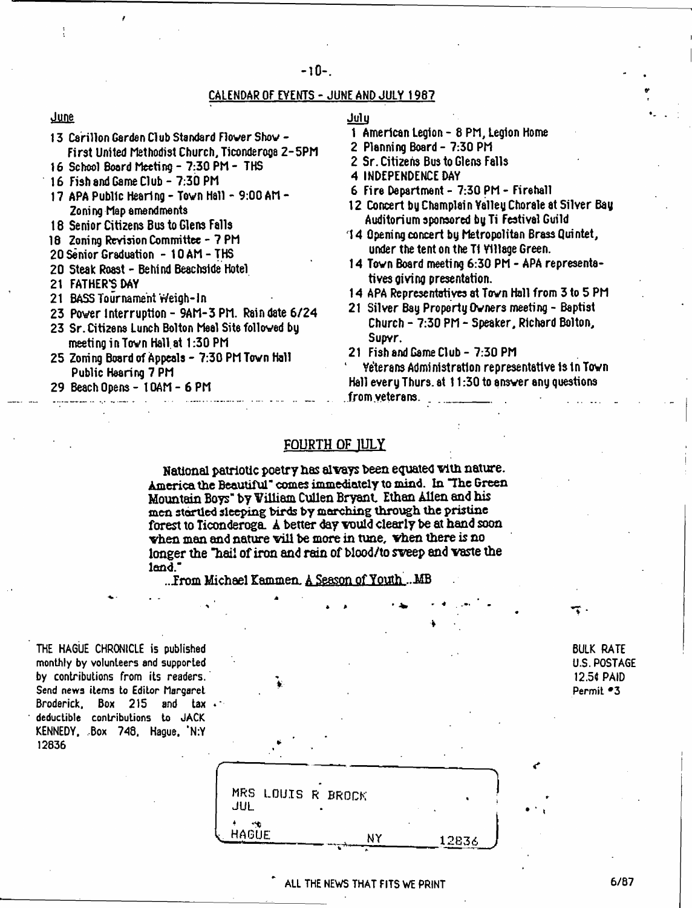## CALENDAR OF EVENTS - JUNE AND JULY 1987

**June**

- 13 Carillon Garden Club Standard Flower Show - First United Methodist Church, Ticonderoga 2-5PM
- 16 School Board Meeting - 7:30 PM - THS
- 16 Fish and Game Club - 7:30 PM
- 17 APA Public Hearing - Town Hall - 9:00 AM - Zoning Map amendments
- 18 Senior Citizens Bus to Glens Falls
- 18 Zoning Revision Committee - 7 PM
- 20 Senior Graduation - 10 AM - THS
- 20 Steak Roast - Behind Beachside Hotel
- 21 FATHER'S DAY
- 21 BASS Tournament Weigh-In
- 23 Power Interruption - 9AM-3 PM. Rain date 6/24
- 23 Sr. Citizens Lunch Bolton Meal Site followed by meeting in Town Hall at 1:30 PM
- 25 Zoning Board of Appeals - 7:30 PM Town Hall Public Hearing 7 PM
- 29 Beach Opens - 10AM - 6 PM

**July**

- 1 American Legion - 8 PM, Legion Home
- 2 Planning Board - 7:30 PM
- 2 Sr. Citizens Bus to Glens Falls
- 4 INDEPENDENCE DAY
- 6 Fire Department - 7:30 PM - Firehall
- 12 Concert by Champlain Valley Chorale at Silver Bay Auditorium sponsored by Ti Festival Guild
- 14 Opening concert by Metropolitan Brass Quintet, under the tent on the Ti Village Green.
- 14 Town Board meeting 6:30 PM - APA representatives giving presentation.
- 14 APA Representatives at Town Hall from 3 to 5 PM
- 21 Silver Bay Property Owners meeting - Baptist Church - 7:30 PM - Speaker, Richard Bolton, Supvr.
- 21 Fish and Game Club - 7:30 PM

Veterans Administration representative is in Town Hall every Thurs. at 11:30 to answer any questions from veterans.

## FOURTH OF JULY

National patriotic poetry has always been equated with nature. America the Beautiful" comes immediately to mind. In "The Green Mountain Boys" by William Cullen Bryant. Ethan Allen and his men startled sleeping birds by marching through the pristine forest to Ticonderoga. A better day would clearly be at hand soon when man and nature will be more in tune, when there is no longer the "hail of iron and rain of blood/to sweep and waste the land."

...From Michael Kammen. A Season of Youth ...MB

THE HAGUE CHRONICLE is published monthly by volunteers and supported by contributions from its readers. Send news items to Editor Margaret Broderick, Box 215 and tax deductible contributions to JACK KENNEDY, Box 748, Hague, N.Y 12836

BULK RATE
U.S. POSTAGE
12.5¢ PAID
Permit #3

MRS LOUIS R BROCK
JUL
HAGUE NY 12836

ALL THE NEWS THAT FITS WE PRINT

6/87